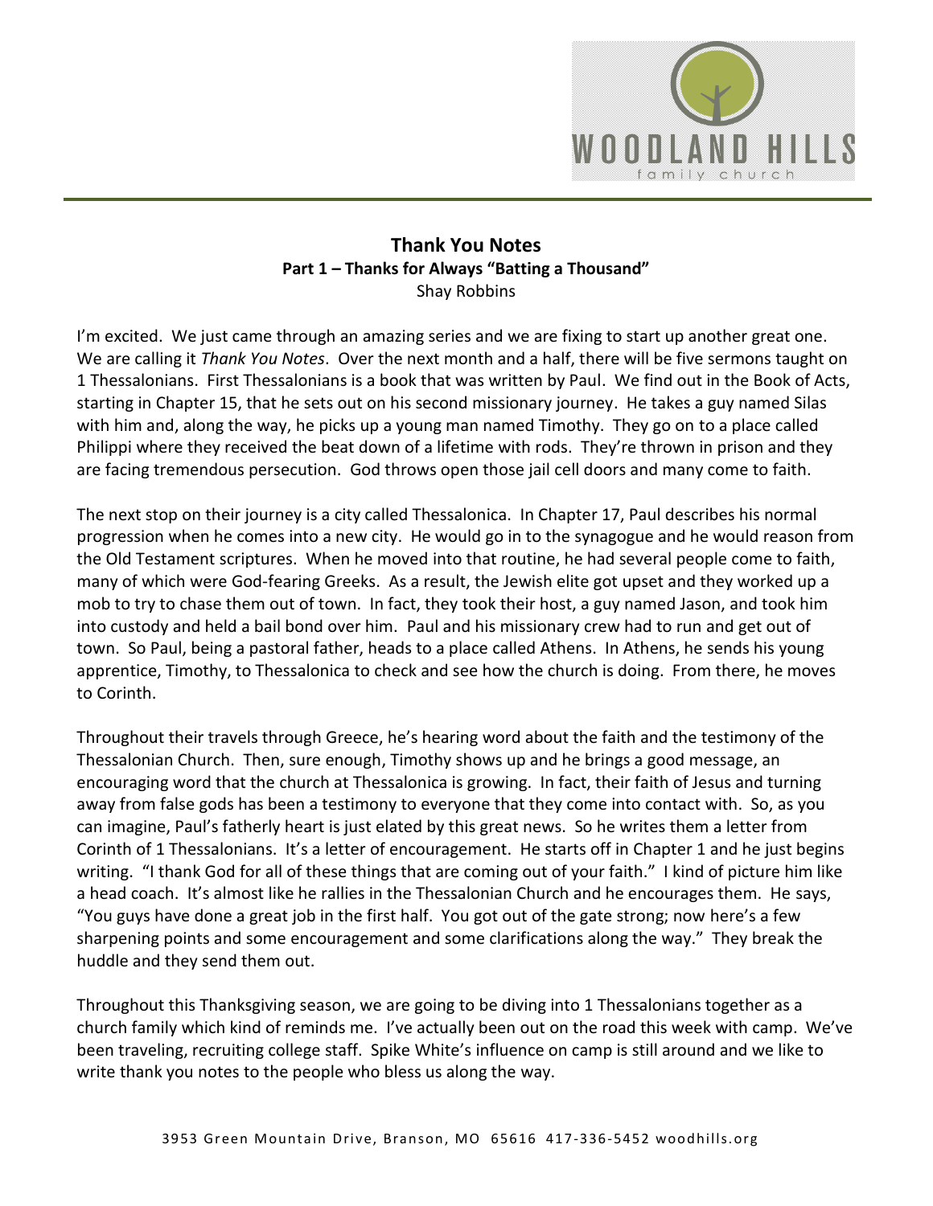# Thank You Notes

## Part 1 – Thanks for Always "Batting a Thousand"

Shay Robbins

I'm excited. We just came through an amazing series and we are fixing to start up another great one. We are calling it *Thank You Notes*. Over the next month and a half, there will be five sermons taught on 1 Thessalonians. First Thessalonians is a book that was written by Paul. We find out in the Book of Acts, starting in Chapter 15, that he sets out on his second missionary journey. He takes a guy named Silas with him and, along the way, he picks up a young man named Timothy. They go on to a place called Philippi where they received the beat down of a lifetime with rods. They're thrown in prison and they are facing tremendous persecution. God throws open those jail cell doors and many come to faith.

The next stop on their journey is a city called Thessalonica. In Chapter 17, Paul describes his normal progression when he comes into a new city. He would go in to the synagogue and he would reason from the Old Testament scriptures. When he moved into that routine, he had several people come to faith, many of which were God-fearing Greeks. As a result, the Jewish elite got upset and they worked up a mob to try to chase them out of town. In fact, they took their host, a guy named Jason, and took him into custody and held a bail bond over him. Paul and his missionary crew had to run and get out of town. So Paul, being a pastoral father, heads to a place called Athens. In Athens, he sends his young apprentice, Timothy, to Thessalonica to check and see how the church is doing. From there, he moves to Corinth.

Throughout their travels through Greece, he's hearing word about the faith and the testimony of the Thessalonian Church. Then, sure enough, Timothy shows up and he brings a good message, an encouraging word that the church at Thessalonica is growing. In fact, their faith of Jesus and turning away from false gods has been a testimony to everyone that they come into contact with. So, as you can imagine, Paul's fatherly heart is just elated by this great news. So he writes them a letter from Corinth of 1 Thessalonians. It's a letter of encouragement. He starts off in Chapter 1 and he just begins writing. "I thank God for all of these things that are coming out of your faith." I kind of picture him like a head coach. It's almost like he rallies in the Thessalonian Church and he encourages them. He says, "You guys have done a great job in the first half. You got out of the gate strong; now here's a few sharpening points and some encouragement and some clarifications along the way." They break the huddle and they send them out.

Throughout this Thanksgiving season, we are going to be diving into 1 Thessalonians together as a church family which kind of reminds me. I've actually been out on the road this week with camp. We've been traveling, recruiting college staff. Spike White's influence on camp is still around and we like to write thank you notes to the people who bless us along the way.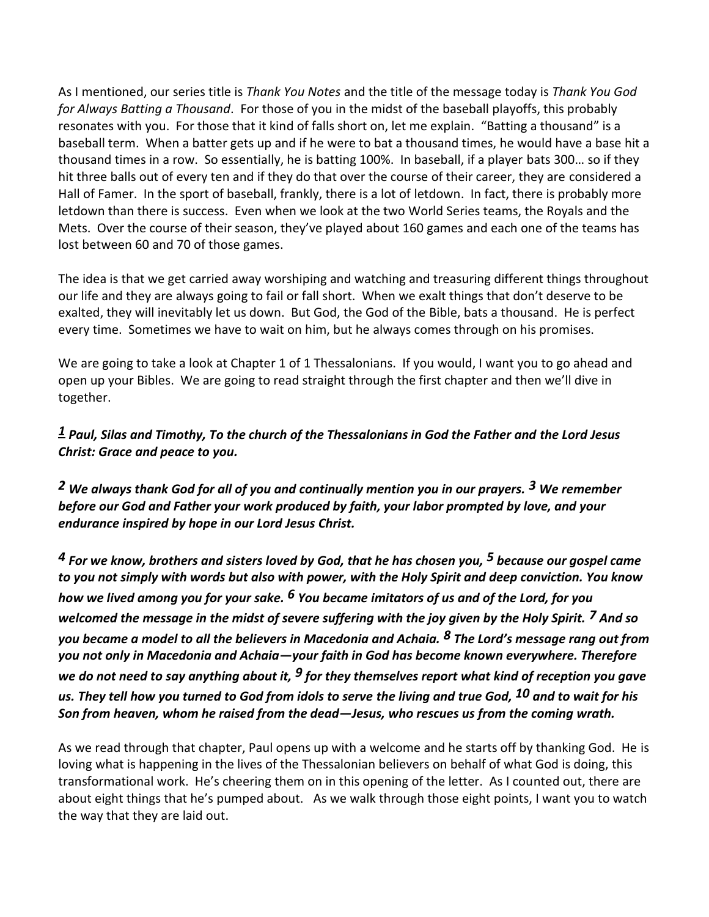As I mentioned, our series title is *Thank You Notes* and the title of the message today is *Thank You God for Always Batting a Thousand*. For those of you in the midst of the baseball playoffs, this probably resonates with you. For those that it kind of falls short on, let me explain. "Batting a thousand" is a baseball term. When a batter gets up and if he were to bat a thousand times, he would have a base hit a thousand times in a row. So essentially, he is batting 100%. In baseball, if a player bats 300… so if they hit three balls out of every ten and if they do that over the course of their career, they are considered a Hall of Famer. In the sport of baseball, frankly, there is a lot of letdown. In fact, there is probably more letdown than there is success. Even when we look at the two World Series teams, the Royals and the Mets. Over the course of their season, they've played about 160 games and each one of the teams has lost between 60 and 70 of those games.

The idea is that we get carried away worshiping and watching and treasuring different things throughout our life and they are always going to fail or fall short. When we exalt things that don't deserve to be exalted, they will inevitably let us down. But God, the God of the Bible, bats a thousand. He is perfect every time. Sometimes we have to wait on him, but he always comes through on his promises.

We are going to take a look at Chapter 1 of 1 Thessalonians. If you would, I want you to go ahead and open up your Bibles. We are going to read straight through the first chapter and then we'll dive in together.

***1** Paul, Silas and Timothy, To the church of the Thessalonians in God the Father and the Lord Jesus Christ: Grace and peace to you.*

***2** We always thank God for all of you and continually mention you in our prayers. **3** We remember before our God and Father your work produced by faith, your labor prompted by love, and your endurance inspired by hope in our Lord Jesus Christ.*

***4** For we know, brothers and sisters loved by God, that he has chosen you, **5** because our gospel came to you not simply with words but also with power, with the Holy Spirit and deep conviction. You know how we lived among you for your sake. **6** You became imitators of us and of the Lord, for you welcomed the message in the midst of severe suffering with the joy given by the Holy Spirit. **7** And so you became a model to all the believers in Macedonia and Achaia. **8** The Lord's message rang out from you not only in Macedonia and Achaia—your faith in God has become known everywhere. Therefore we do not need to say anything about it, **9** for they themselves report what kind of reception you gave us. They tell how you turned to God from idols to serve the living and true God, **10** and to wait for his Son from heaven, whom he raised from the dead—Jesus, who rescues us from the coming wrath.*

As we read through that chapter, Paul opens up with a welcome and he starts off by thanking God. He is loving what is happening in the lives of the Thessalonian believers on behalf of what God is doing, this transformational work. He's cheering them on in this opening of the letter. As I counted out, there are about eight things that he's pumped about. As we walk through those eight points, I want you to watch the way that they are laid out.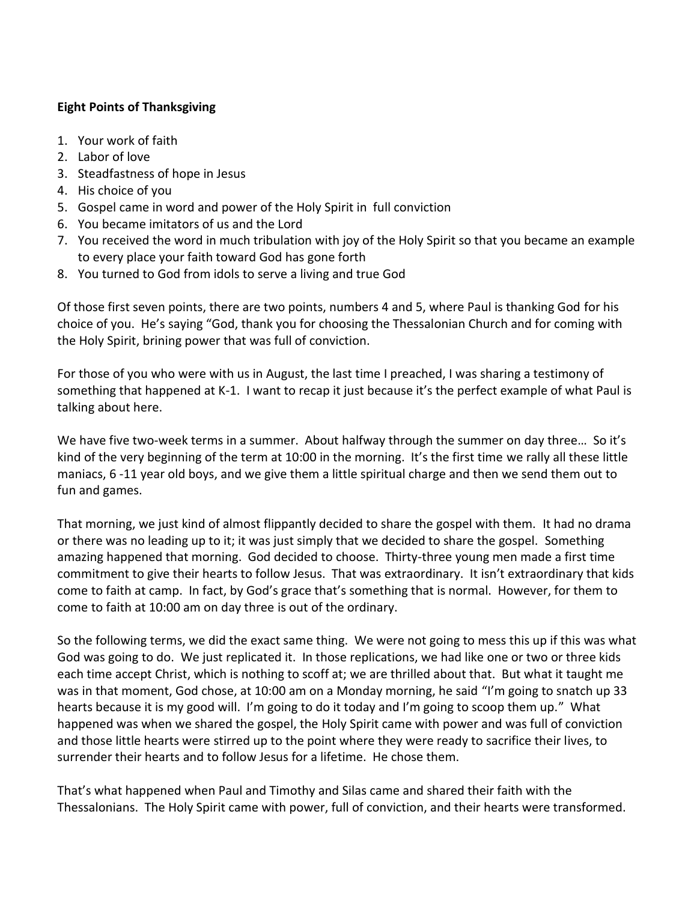**Eight Points of Thanksgiving**

1. Your work of faith
2. Labor of love
3. Steadfastness of hope in Jesus
4. His choice of you
5. Gospel came in word and power of the Holy Spirit in full conviction
6. You became imitators of us and the Lord
7. You received the word in much tribulation with joy of the Holy Spirit so that you became an example to every place your faith toward God has gone forth
8. You turned to God from idols to serve a living and true God

Of those first seven points, there are two points, numbers 4 and 5, where Paul is thanking God for his choice of you. He's saying "God, thank you for choosing the Thessalonian Church and for coming with the Holy Spirit, brining power that was full of conviction.

For those of you who were with us in August, the last time I preached, I was sharing a testimony of something that happened at K-1. I want to recap it just because it's the perfect example of what Paul is talking about here.

We have five two-week terms in a summer. About halfway through the summer on day three… So it's kind of the very beginning of the term at 10:00 in the morning. It's the first time we rally all these little maniacs, 6 -11 year old boys, and we give them a little spiritual charge and then we send them out to fun and games.

That morning, we just kind of almost flippantly decided to share the gospel with them. It had no drama or there was no leading up to it; it was just simply that we decided to share the gospel. Something amazing happened that morning. God decided to choose. Thirty-three young men made a first time commitment to give their hearts to follow Jesus. That was extraordinary. It isn't extraordinary that kids come to faith at camp. In fact, by God's grace that's something that is normal. However, for them to come to faith at 10:00 am on day three is out of the ordinary.

So the following terms, we did the exact same thing. We were not going to mess this up if this was what God was going to do. We just replicated it. In those replications, we had like one or two or three kids each time accept Christ, which is nothing to scoff at; we are thrilled about that. But what it taught me was in that moment, God chose, at 10:00 am on a Monday morning, he said "I'm going to snatch up 33 hearts because it is my good will. I'm going to do it today and I'm going to scoop them up." What happened was when we shared the gospel, the Holy Spirit came with power and was full of conviction and those little hearts were stirred up to the point where they were ready to sacrifice their lives, to surrender their hearts and to follow Jesus for a lifetime. He chose them.

That's what happened when Paul and Timothy and Silas came and shared their faith with the Thessalonians. The Holy Spirit came with power, full of conviction, and their hearts were transformed.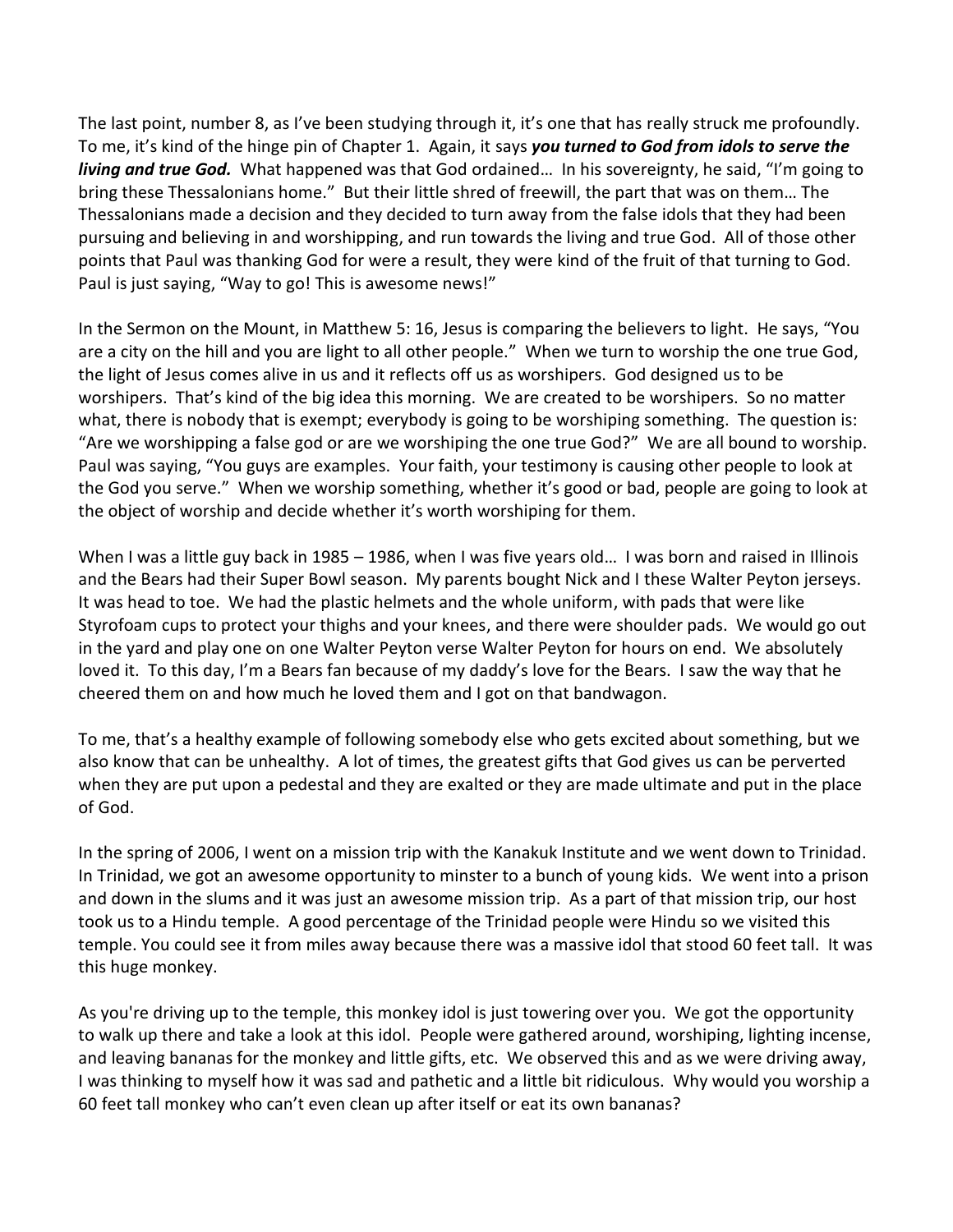The last point, number 8, as I've been studying through it, it's one that has really struck me profoundly. To me, it's kind of the hinge pin of Chapter 1. Again, it says ***you turned to God from idols to serve the living and true God.*** What happened was that God ordained… In his sovereignty, he said, "I'm going to bring these Thessalonians home." But their little shred of freewill, the part that was on them… The Thessalonians made a decision and they decided to turn away from the false idols that they had been pursuing and believing in and worshipping, and run towards the living and true God. All of those other points that Paul was thanking God for were a result, they were kind of the fruit of that turning to God. Paul is just saying, "Way to go! This is awesome news!"

In the Sermon on the Mount, in Matthew 5: 16, Jesus is comparing the believers to light. He says, "You are a city on the hill and you are light to all other people." When we turn to worship the one true God, the light of Jesus comes alive in us and it reflects off us as worshipers. God designed us to be worshipers. That's kind of the big idea this morning. We are created to be worshipers. So no matter what, there is nobody that is exempt; everybody is going to be worshiping something. The question is: "Are we worshipping a false god or are we worshiping the one true God?" We are all bound to worship. Paul was saying, "You guys are examples. Your faith, your testimony is causing other people to look at the God you serve." When we worship something, whether it's good or bad, people are going to look at the object of worship and decide whether it's worth worshiping for them.

When I was a little guy back in 1985 – 1986, when I was five years old… I was born and raised in Illinois and the Bears had their Super Bowl season. My parents bought Nick and I these Walter Peyton jerseys. It was head to toe. We had the plastic helmets and the whole uniform, with pads that were like Styrofoam cups to protect your thighs and your knees, and there were shoulder pads. We would go out in the yard and play one on one Walter Peyton verse Walter Peyton for hours on end. We absolutely loved it. To this day, I'm a Bears fan because of my daddy's love for the Bears. I saw the way that he cheered them on and how much he loved them and I got on that bandwagon.

To me, that's a healthy example of following somebody else who gets excited about something, but we also know that can be unhealthy. A lot of times, the greatest gifts that God gives us can be perverted when they are put upon a pedestal and they are exalted or they are made ultimate and put in the place of God.

In the spring of 2006, I went on a mission trip with the Kanakuk Institute and we went down to Trinidad. In Trinidad, we got an awesome opportunity to minster to a bunch of young kids. We went into a prison and down in the slums and it was just an awesome mission trip. As a part of that mission trip, our host took us to a Hindu temple. A good percentage of the Trinidad people were Hindu so we visited this temple. You could see it from miles away because there was a massive idol that stood 60 feet tall. It was this huge monkey.

As you're driving up to the temple, this monkey idol is just towering over you. We got the opportunity to walk up there and take a look at this idol. People were gathered around, worshiping, lighting incense, and leaving bananas for the monkey and little gifts, etc. We observed this and as we were driving away, I was thinking to myself how it was sad and pathetic and a little bit ridiculous. Why would you worship a 60 feet tall monkey who can't even clean up after itself or eat its own bananas?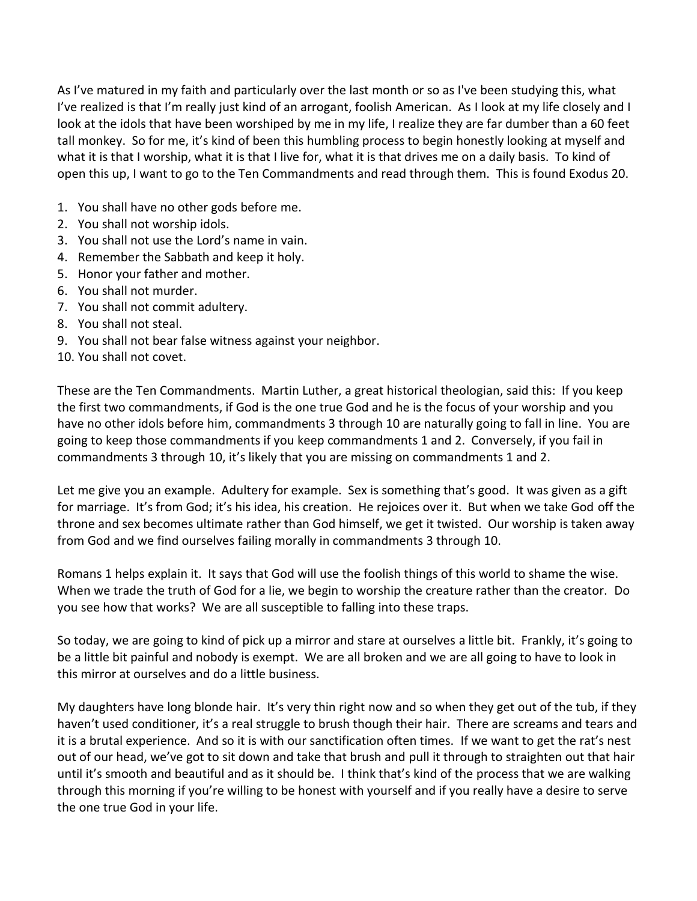As I've matured in my faith and particularly over the last month or so as I've been studying this, what I've realized is that I'm really just kind of an arrogant, foolish American. As I look at my life closely and I look at the idols that have been worshiped by me in my life, I realize they are far dumber than a 60 feet tall monkey. So for me, it's kind of been this humbling process to begin honestly looking at myself and what it is that I worship, what it is that I live for, what it is that drives me on a daily basis. To kind of open this up, I want to go to the Ten Commandments and read through them. This is found Exodus 20.

1. You shall have no other gods before me.
2. You shall not worship idols.
3. You shall not use the Lord's name in vain.
4. Remember the Sabbath and keep it holy.
5. Honor your father and mother.
6. You shall not murder.
7. You shall not commit adultery.
8. You shall not steal.
9. You shall not bear false witness against your neighbor.
10. You shall not covet.

These are the Ten Commandments. Martin Luther, a great historical theologian, said this: If you keep the first two commandments, if God is the one true God and he is the focus of your worship and you have no other idols before him, commandments 3 through 10 are naturally going to fall in line. You are going to keep those commandments if you keep commandments 1 and 2. Conversely, if you fail in commandments 3 through 10, it's likely that you are missing on commandments 1 and 2.

Let me give you an example. Adultery for example. Sex is something that's good. It was given as a gift for marriage. It's from God; it's his idea, his creation. He rejoices over it. But when we take God off the throne and sex becomes ultimate rather than God himself, we get it twisted. Our worship is taken away from God and we find ourselves failing morally in commandments 3 through 10.

Romans 1 helps explain it. It says that God will use the foolish things of this world to shame the wise. When we trade the truth of God for a lie, we begin to worship the creature rather than the creator. Do you see how that works? We are all susceptible to falling into these traps.

So today, we are going to kind of pick up a mirror and stare at ourselves a little bit. Frankly, it's going to be a little bit painful and nobody is exempt. We are all broken and we are all going to have to look in this mirror at ourselves and do a little business.

My daughters have long blonde hair. It's very thin right now and so when they get out of the tub, if they haven't used conditioner, it's a real struggle to brush though their hair. There are screams and tears and it is a brutal experience. And so it is with our sanctification often times. If we want to get the rat's nest out of our head, we've got to sit down and take that brush and pull it through to straighten out that hair until it's smooth and beautiful and as it should be. I think that's kind of the process that we are walking through this morning if you're willing to be honest with yourself and if you really have a desire to serve the one true God in your life.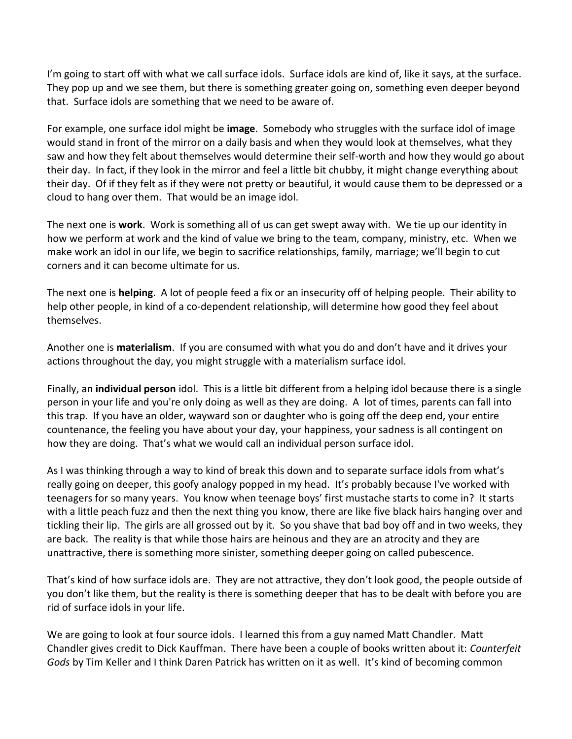I'm going to start off with what we call surface idols. Surface idols are kind of, like it says, at the surface. They pop up and we see them, but there is something greater going on, something even deeper beyond that. Surface idols are something that we need to be aware of.

For example, one surface idol might be **image**. Somebody who struggles with the surface idol of image would stand in front of the mirror on a daily basis and when they would look at themselves, what they saw and how they felt about themselves would determine their self-worth and how they would go about their day. In fact, if they look in the mirror and feel a little bit chubby, it might change everything about their day. Of if they felt as if they were not pretty or beautiful, it would cause them to be depressed or a cloud to hang over them. That would be an image idol.

The next one is **work**. Work is something all of us can get swept away with. We tie up our identity in how we perform at work and the kind of value we bring to the team, company, ministry, etc. When we make work an idol in our life, we begin to sacrifice relationships, family, marriage; we'll begin to cut corners and it can become ultimate for us.

The next one is **helping**. A lot of people feed a fix or an insecurity off of helping people. Their ability to help other people, in kind of a co-dependent relationship, will determine how good they feel about themselves.

Another one is **materialism**. If you are consumed with what you do and don't have and it drives your actions throughout the day, you might struggle with a materialism surface idol.

Finally, an **individual person** idol. This is a little bit different from a helping idol because there is a single person in your life and you're only doing as well as they are doing. A lot of times, parents can fall into this trap. If you have an older, wayward son or daughter who is going off the deep end, your entire countenance, the feeling you have about your day, your happiness, your sadness is all contingent on how they are doing. That's what we would call an individual person surface idol.

As I was thinking through a way to kind of break this down and to separate surface idols from what's really going on deeper, this goofy analogy popped in my head. It's probably because I've worked with teenagers for so many years. You know when teenage boys' first mustache starts to come in? It starts with a little peach fuzz and then the next thing you know, there are like five black hairs hanging over and tickling their lip. The girls are all grossed out by it. So you shave that bad boy off and in two weeks, they are back. The reality is that while those hairs are heinous and they are an atrocity and they are unattractive, there is something more sinister, something deeper going on called pubescence.

That's kind of how surface idols are. They are not attractive, they don't look good, the people outside of you don't like them, but the reality is there is something deeper that has to be dealt with before you are rid of surface idols in your life.

We are going to look at four source idols. I learned this from a guy named Matt Chandler. Matt Chandler gives credit to Dick Kauffman. There have been a couple of books written about it: *Counterfeit Gods* by Tim Keller and I think Daren Patrick has written on it as well. It's kind of becoming common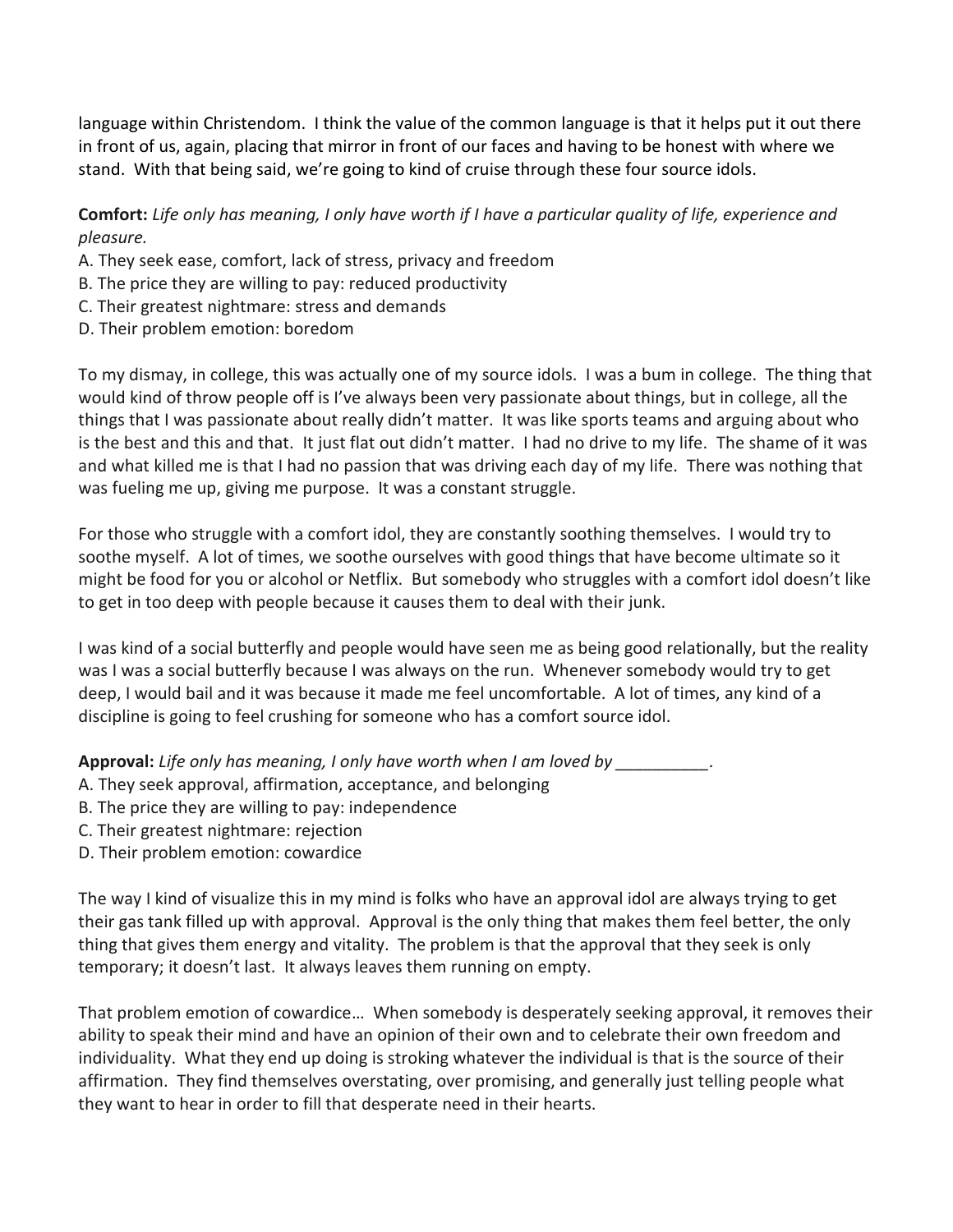language within Christendom. I think the value of the common language is that it helps put it out there in front of us, again, placing that mirror in front of our faces and having to be honest with where we stand. With that being said, we're going to kind of cruise through these four source idols.

**Comfort:** *Life only has meaning, I only have worth if I have a particular quality of life, experience and pleasure.*

A. They seek ease, comfort, lack of stress, privacy and freedom
B. The price they are willing to pay: reduced productivity
C. Their greatest nightmare: stress and demands
D. Their problem emotion: boredom

To my dismay, in college, this was actually one of my source idols. I was a bum in college. The thing that would kind of throw people off is I've always been very passionate about things, but in college, all the things that I was passionate about really didn't matter. It was like sports teams and arguing about who is the best and this and that. It just flat out didn't matter. I had no drive to my life. The shame of it was and what killed me is that I had no passion that was driving each day of my life. There was nothing that was fueling me up, giving me purpose. It was a constant struggle.

For those who struggle with a comfort idol, they are constantly soothing themselves. I would try to soothe myself. A lot of times, we soothe ourselves with good things that have become ultimate so it might be food for you or alcohol or Netflix. But somebody who struggles with a comfort idol doesn't like to get in too deep with people because it causes them to deal with their junk.

I was kind of a social butterfly and people would have seen me as being good relationally, but the reality was I was a social butterfly because I was always on the run. Whenever somebody would try to get deep, I would bail and it was because it made me feel uncomfortable. A lot of times, any kind of a discipline is going to feel crushing for someone who has a comfort source idol.

**Approval:** *Life only has meaning, I only have worth when I am loved by __________.*

A. They seek approval, affirmation, acceptance, and belonging
B. The price they are willing to pay: independence
C. Their greatest nightmare: rejection
D. Their problem emotion: cowardice

The way I kind of visualize this in my mind is folks who have an approval idol are always trying to get their gas tank filled up with approval. Approval is the only thing that makes them feel better, the only thing that gives them energy and vitality. The problem is that the approval that they seek is only temporary; it doesn't last. It always leaves them running on empty.

That problem emotion of cowardice… When somebody is desperately seeking approval, it removes their ability to speak their mind and have an opinion of their own and to celebrate their own freedom and individuality. What they end up doing is stroking whatever the individual is that is the source of their affirmation. They find themselves overstating, over promising, and generally just telling people what they want to hear in order to fill that desperate need in their hearts.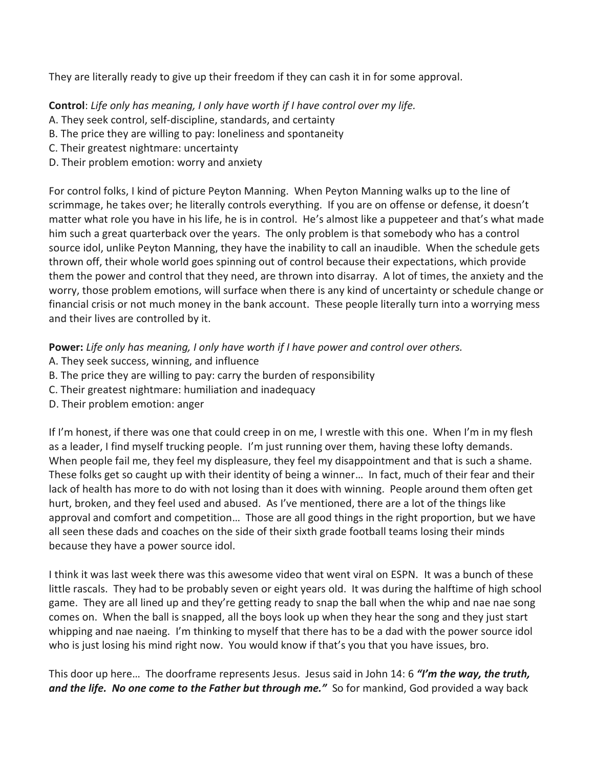They are literally ready to give up their freedom if they can cash it in for some approval.

**Control**: *Life only has meaning, I only have worth if I have control over my life.*
A. They seek control, self-discipline, standards, and certainty
B. The price they are willing to pay: loneliness and spontaneity
C. Their greatest nightmare: uncertainty
D. Their problem emotion: worry and anxiety

For control folks, I kind of picture Peyton Manning. When Peyton Manning walks up to the line of scrimmage, he takes over; he literally controls everything. If you are on offense or defense, it doesn't matter what role you have in his life, he is in control. He's almost like a puppeteer and that's what made him such a great quarterback over the years. The only problem is that somebody who has a control source idol, unlike Peyton Manning, they have the inability to call an inaudible. When the schedule gets thrown off, their whole world goes spinning out of control because their expectations, which provide them the power and control that they need, are thrown into disarray. A lot of times, the anxiety and the worry, those problem emotions, will surface when there is any kind of uncertainty or schedule change or financial crisis or not much money in the bank account. These people literally turn into a worrying mess and their lives are controlled by it.

**Power:** *Life only has meaning, I only have worth if I have power and control over others.*
A. They seek success, winning, and influence
B. The price they are willing to pay: carry the burden of responsibility
C. Their greatest nightmare: humiliation and inadequacy
D. Their problem emotion: anger

If I'm honest, if there was one that could creep in on me, I wrestle with this one. When I'm in my flesh as a leader, I find myself trucking people. I'm just running over them, having these lofty demands. When people fail me, they feel my displeasure, they feel my disappointment and that is such a shame. These folks get so caught up with their identity of being a winner… In fact, much of their fear and their lack of health has more to do with not losing than it does with winning. People around them often get hurt, broken, and they feel used and abused. As I've mentioned, there are a lot of the things like approval and comfort and competition… Those are all good things in the right proportion, but we have all seen these dads and coaches on the side of their sixth grade football teams losing their minds because they have a power source idol.

I think it was last week there was this awesome video that went viral on ESPN. It was a bunch of these little rascals. They had to be probably seven or eight years old. It was during the halftime of high school game. They are all lined up and they're getting ready to snap the ball when the whip and nae nae song comes on. When the ball is snapped, all the boys look up when they hear the song and they just start whipping and nae naeing. I'm thinking to myself that there has to be a dad with the power source idol who is just losing his mind right now. You would know if that's you that you have issues, bro.

This door up here… The doorframe represents Jesus. Jesus said in John 14: 6 ***"I'm the way, the truth, and the life. No one come to the Father but through me."*** So for mankind, God provided a way back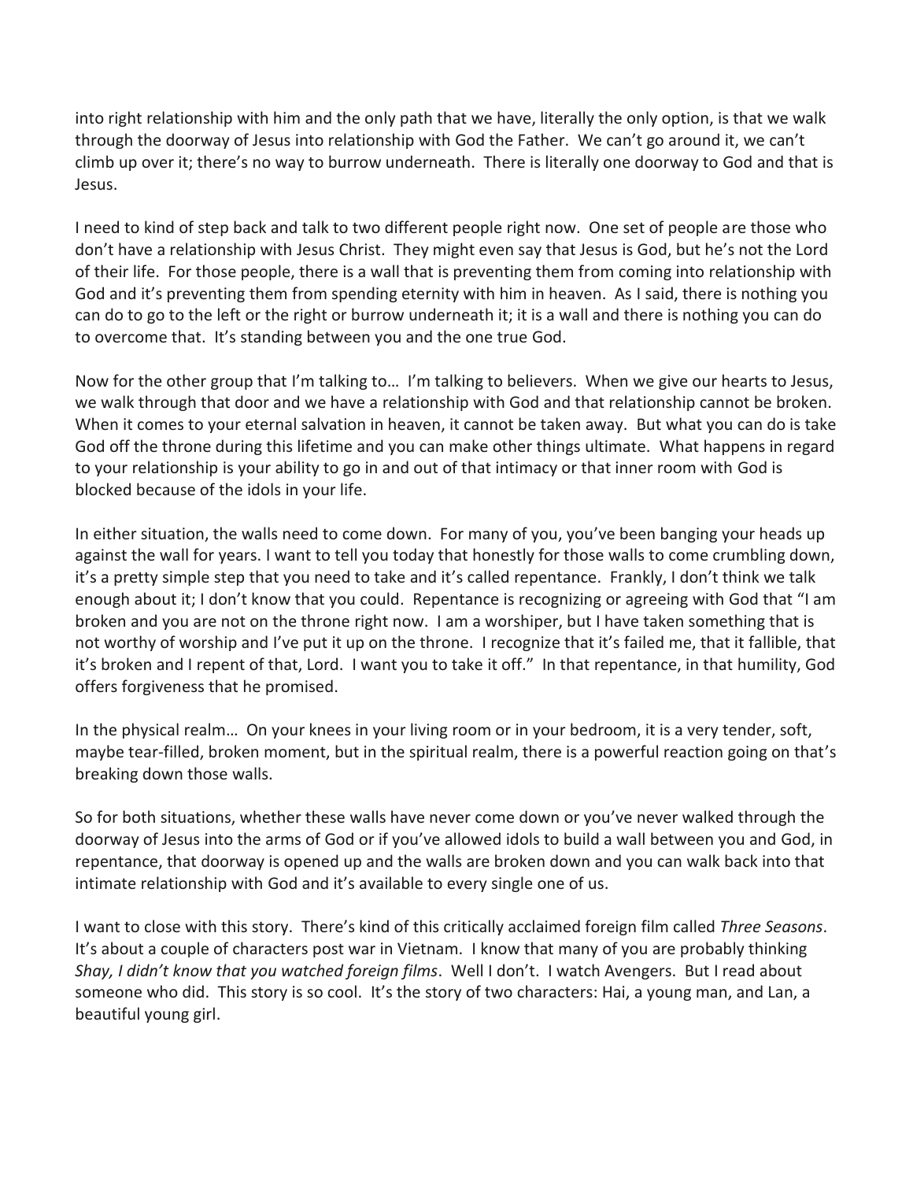into right relationship with him and the only path that we have, literally the only option, is that we walk through the doorway of Jesus into relationship with God the Father. We can't go around it, we can't climb up over it; there's no way to burrow underneath. There is literally one doorway to God and that is Jesus.

I need to kind of step back and talk to two different people right now. One set of people are those who don't have a relationship with Jesus Christ. They might even say that Jesus is God, but he's not the Lord of their life. For those people, there is a wall that is preventing them from coming into relationship with God and it's preventing them from spending eternity with him in heaven. As I said, there is nothing you can do to go to the left or the right or burrow underneath it; it is a wall and there is nothing you can do to overcome that. It's standing between you and the one true God.

Now for the other group that I'm talking to… I'm talking to believers. When we give our hearts to Jesus, we walk through that door and we have a relationship with God and that relationship cannot be broken. When it comes to your eternal salvation in heaven, it cannot be taken away. But what you can do is take God off the throne during this lifetime and you can make other things ultimate. What happens in regard to your relationship is your ability to go in and out of that intimacy or that inner room with God is blocked because of the idols in your life.

In either situation, the walls need to come down. For many of you, you've been banging your heads up against the wall for years. I want to tell you today that honestly for those walls to come crumbling down, it's a pretty simple step that you need to take and it's called repentance. Frankly, I don't think we talk enough about it; I don't know that you could. Repentance is recognizing or agreeing with God that "I am broken and you are not on the throne right now. I am a worshiper, but I have taken something that is not worthy of worship and I've put it up on the throne. I recognize that it's failed me, that it fallible, that it's broken and I repent of that, Lord. I want you to take it off." In that repentance, in that humility, God offers forgiveness that he promised.

In the physical realm… On your knees in your living room or in your bedroom, it is a very tender, soft, maybe tear-filled, broken moment, but in the spiritual realm, there is a powerful reaction going on that's breaking down those walls.

So for both situations, whether these walls have never come down or you've never walked through the doorway of Jesus into the arms of God or if you've allowed idols to build a wall between you and God, in repentance, that doorway is opened up and the walls are broken down and you can walk back into that intimate relationship with God and it's available to every single one of us.

I want to close with this story. There's kind of this critically acclaimed foreign film called *Three Seasons*. It's about a couple of characters post war in Vietnam. I know that many of you are probably thinking *Shay, I didn't know that you watched foreign films*. Well I don't. I watch Avengers. But I read about someone who did. This story is so cool. It's the story of two characters: Hai, a young man, and Lan, a beautiful young girl.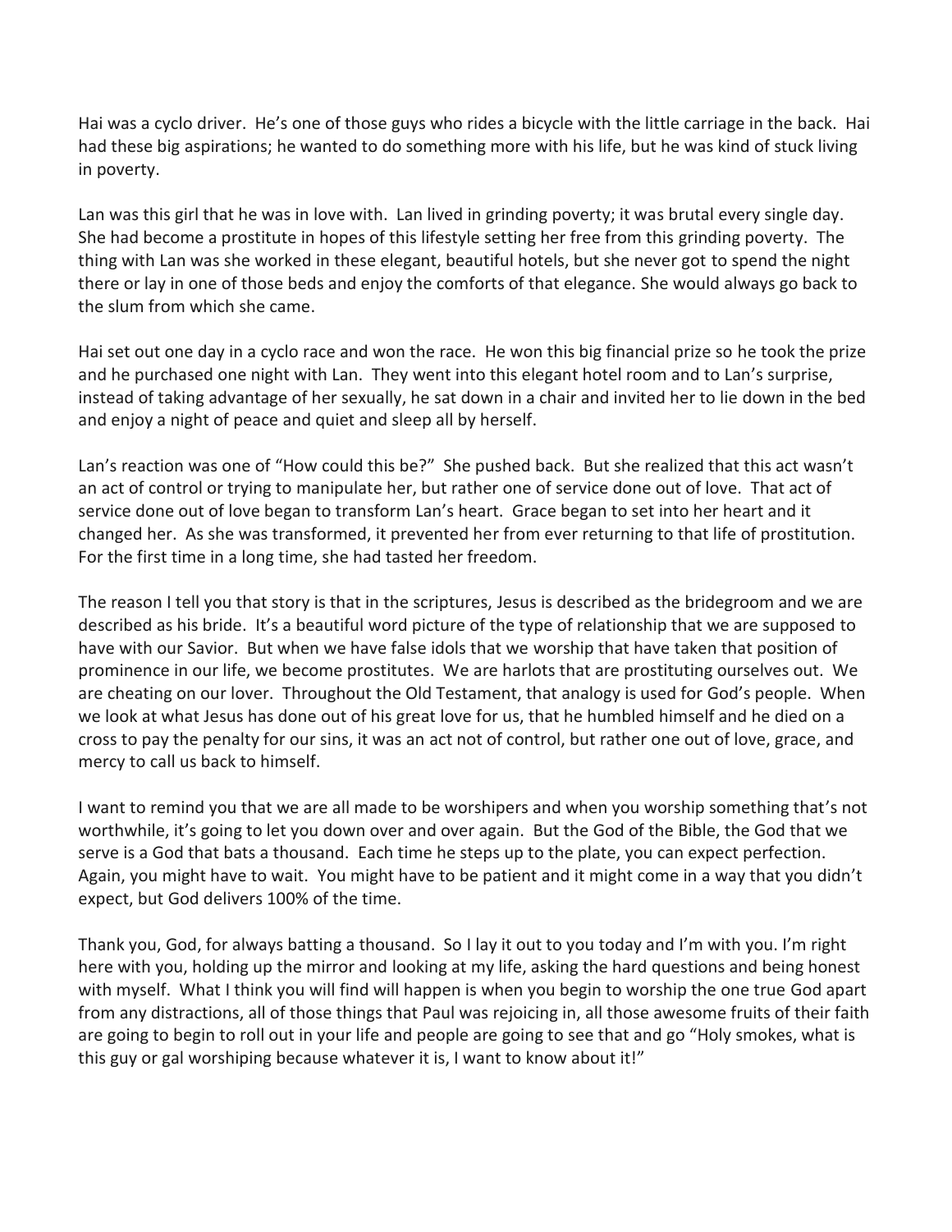Hai was a cyclo driver. He's one of those guys who rides a bicycle with the little carriage in the back. Hai had these big aspirations; he wanted to do something more with his life, but he was kind of stuck living in poverty.

Lan was this girl that he was in love with. Lan lived in grinding poverty; it was brutal every single day. She had become a prostitute in hopes of this lifestyle setting her free from this grinding poverty. The thing with Lan was she worked in these elegant, beautiful hotels, but she never got to spend the night there or lay in one of those beds and enjoy the comforts of that elegance. She would always go back to the slum from which she came.

Hai set out one day in a cyclo race and won the race. He won this big financial prize so he took the prize and he purchased one night with Lan. They went into this elegant hotel room and to Lan's surprise, instead of taking advantage of her sexually, he sat down in a chair and invited her to lie down in the bed and enjoy a night of peace and quiet and sleep all by herself.

Lan's reaction was one of "How could this be?" She pushed back. But she realized that this act wasn't an act of control or trying to manipulate her, but rather one of service done out of love. That act of service done out of love began to transform Lan's heart. Grace began to set into her heart and it changed her. As she was transformed, it prevented her from ever returning to that life of prostitution. For the first time in a long time, she had tasted her freedom.

The reason I tell you that story is that in the scriptures, Jesus is described as the bridegroom and we are described as his bride. It's a beautiful word picture of the type of relationship that we are supposed to have with our Savior. But when we have false idols that we worship that have taken that position of prominence in our life, we become prostitutes. We are harlots that are prostituting ourselves out. We are cheating on our lover. Throughout the Old Testament, that analogy is used for God's people. When we look at what Jesus has done out of his great love for us, that he humbled himself and he died on a cross to pay the penalty for our sins, it was an act not of control, but rather one out of love, grace, and mercy to call us back to himself.

I want to remind you that we are all made to be worshipers and when you worship something that's not worthwhile, it's going to let you down over and over again. But the God of the Bible, the God that we serve is a God that bats a thousand. Each time he steps up to the plate, you can expect perfection. Again, you might have to wait. You might have to be patient and it might come in a way that you didn't expect, but God delivers 100% of the time.

Thank you, God, for always batting a thousand. So I lay it out to you today and I'm with you. I'm right here with you, holding up the mirror and looking at my life, asking the hard questions and being honest with myself. What I think you will find will happen is when you begin to worship the one true God apart from any distractions, all of those things that Paul was rejoicing in, all those awesome fruits of their faith are going to begin to roll out in your life and people are going to see that and go "Holy smokes, what is this guy or gal worshiping because whatever it is, I want to know about it!"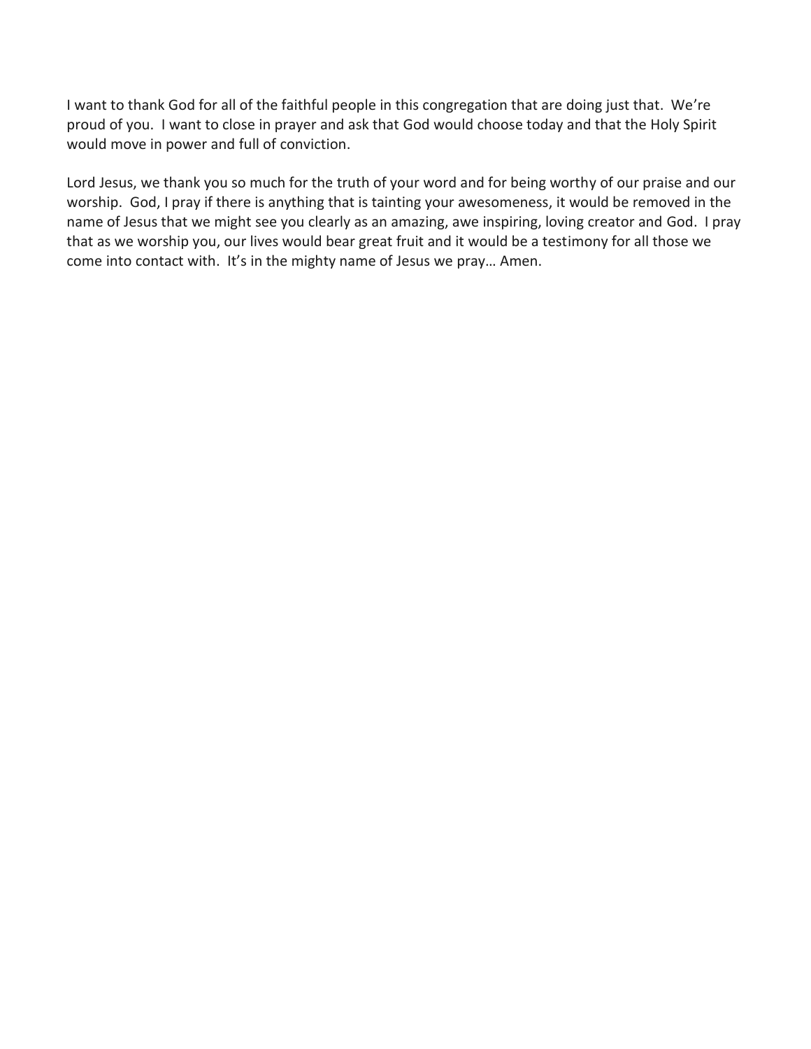I want to thank God for all of the faithful people in this congregation that are doing just that. We're proud of you. I want to close in prayer and ask that God would choose today and that the Holy Spirit would move in power and full of conviction.

Lord Jesus, we thank you so much for the truth of your word and for being worthy of our praise and our worship. God, I pray if there is anything that is tainting your awesomeness, it would be removed in the name of Jesus that we might see you clearly as an amazing, awe inspiring, loving creator and God. I pray that as we worship you, our lives would bear great fruit and it would be a testimony for all those we come into contact with. It's in the mighty name of Jesus we pray… Amen.